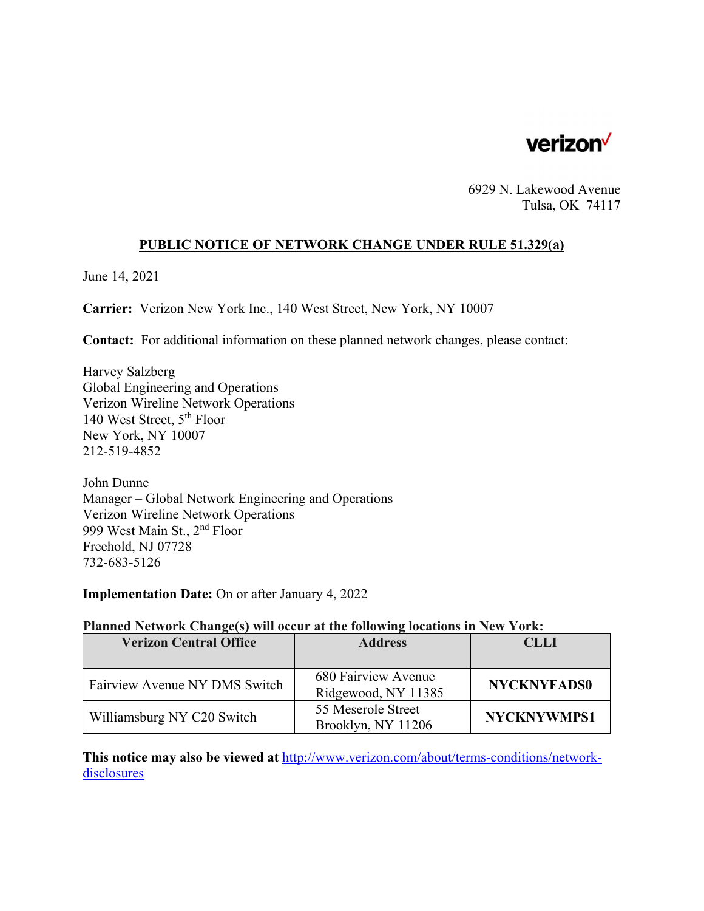verizon

6929 N. Lakewood Avenue
Tulsa, OK 74117

**PUBLIC NOTICE OF NETWORK CHANGE UNDER RULE 51.329(a)**

June 14, 2021

**Carrier:** Verizon New York Inc., 140 West Street, New York, NY 10007

**Contact:** For additional information on these planned network changes, please contact:

Harvey Salzberg
Global Engineering and Operations
Verizon Wireline Network Operations
140 West Street, 5th Floor
New York, NY 10007
212-519-4852

John Dunne
Manager – Global Network Engineering and Operations
Verizon Wireline Network Operations
999 West Main St., 2nd Floor
Freehold, NJ 07728
732-683-5126

**Implementation Date:** On or after January 4, 2022

**Planned Network Change(s) will occur at the following locations in New York:**

| Verizon Central Office | Address | CLLI |
|---|---|---|
| Fairview Avenue NY DMS Switch | 680 Fairview Avenue Ridgewood, NY 11385 | **NYCKNYFADS0** |
| Williamsburg NY C20 Switch | 55 Meserole Street Brooklyn, NY 11206 | **NYCKNYWMPS1** |

**This notice may also be viewed at** http://www.verizon.com/about/terms-conditions/network-disclosures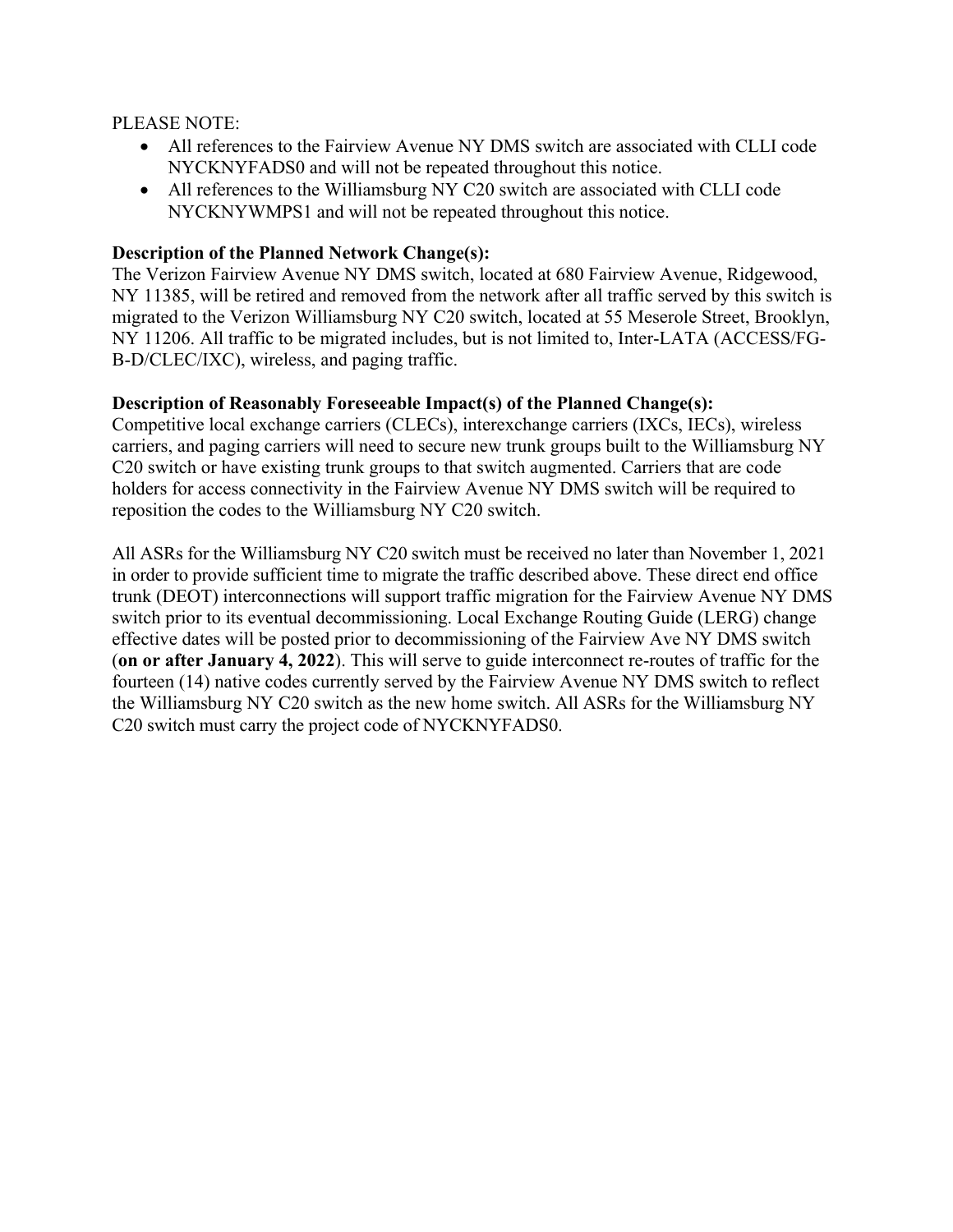PLEASE NOTE:

- All references to the Fairview Avenue NY DMS switch are associated with CLLI code NYCKNYFADS0 and will not be repeated throughout this notice.
- All references to the Williamsburg NY C20 switch are associated with CLLI code NYCKNYWMPS1 and will not be repeated throughout this notice.

**Description of the Planned Network Change(s):**
The Verizon Fairview Avenue NY DMS switch, located at 680 Fairview Avenue, Ridgewood, NY 11385, will be retired and removed from the network after all traffic served by this switch is migrated to the Verizon Williamsburg NY C20 switch, located at 55 Meserole Street, Brooklyn, NY 11206. All traffic to be migrated includes, but is not limited to, Inter-LATA (ACCESS/FG-B-D/CLEC/IXC), wireless, and paging traffic.

**Description of Reasonably Foreseeable Impact(s) of the Planned Change(s):**
Competitive local exchange carriers (CLECs), interexchange carriers (IXCs, IECs), wireless carriers, and paging carriers will need to secure new trunk groups built to the Williamsburg NY C20 switch or have existing trunk groups to that switch augmented. Carriers that are code holders for access connectivity in the Fairview Avenue NY DMS switch will be required to reposition the codes to the Williamsburg NY C20 switch.

All ASRs for the Williamsburg NY C20 switch must be received no later than November 1, 2021 in order to provide sufficient time to migrate the traffic described above. These direct end office trunk (DEOT) interconnections will support traffic migration for the Fairview Avenue NY DMS switch prior to its eventual decommissioning. Local Exchange Routing Guide (LERG) change effective dates will be posted prior to decommissioning of the Fairview Ave NY DMS switch (**on or after January 4, 2022**). This will serve to guide interconnect re-routes of traffic for the fourteen (14) native codes currently served by the Fairview Avenue NY DMS switch to reflect the Williamsburg NY C20 switch as the new home switch. All ASRs for the Williamsburg NY C20 switch must carry the project code of NYCKNYFADS0.